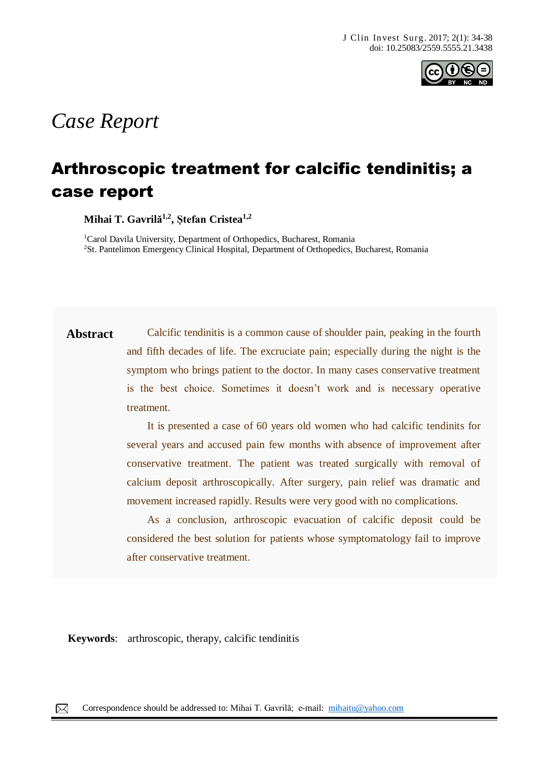*Case Report*

# Arthroscopic treatment for calcific tendinitis; a case report

**Mihai T. Gavrilă[1,2], Ștefan Cristea[1,2]**

[1]Carol Davila University, Department of Orthopedics, Bucharest, Romania
[2]St. Pantelimon Emergency Clinical Hospital, Department of Orthopedics, Bucharest, Romania

**Abstract**

Calcific tendinitis is a common cause of shoulder pain, peaking in the fourth and fifth decades of life. The excruciate pain; especially during the night is the symptom who brings patient to the doctor. In many cases conservative treatment is the best choice. Sometimes it doesn't work and is necessary operative treatment.

It is presented a case of 60 years old women who had calcific tendinits for several years and accused pain few months with absence of improvement after conservative treatment. The patient was treated surgically with removal of calcium deposit arthroscopically. After surgery, pain relief was dramatic and movement increased rapidly. Results were very good with no complications.

As a conclusion, arthroscopic evacuation of calcific deposit could be considered the best solution for patients whose symptomatology fail to improve after conservative treatment.

**Keywords**: arthroscopic, therapy, calcific tendinitis

Correspondence should be addressed to: Mihai T. Gavrilă; e-mail: mihaitu@yahoo.com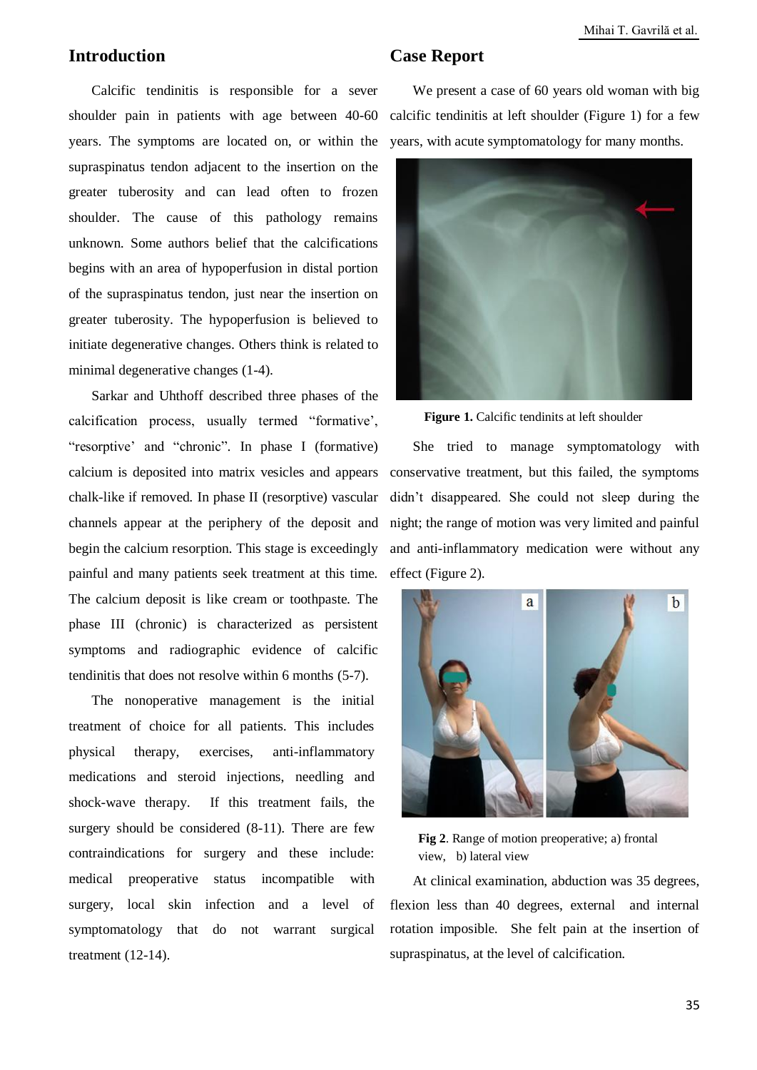## Introduction

Calcific tendinitis is responsible for a sever shoulder pain in patients with age between 40-60 years. The symptoms are located on, or within the supraspinatus tendon adjacent to the insertion on the greater tuberosity and can lead often to frozen shoulder. The cause of this pathology remains unknown. Some authors belief that the calcifications begins with an area of hypoperfusion in distal portion of the supraspinatus tendon, just near the insertion on greater tuberosity. The hypoperfusion is believed to initiate degenerative changes. Others think is related to minimal degenerative changes (1-4).

Sarkar and Uhthoff described three phases of the calcification process, usually termed "formative', "resorptive' and "chronic". In phase I (formative) calcium is deposited into matrix vesicles and appears chalk-like if removed. In phase II (resorptive) vascular channels appear at the periphery of the deposit and begin the calcium resorption. This stage is exceedingly painful and many patients seek treatment at this time. The calcium deposit is like cream or toothpaste. The phase III (chronic) is characterized as persistent symptoms and radiographic evidence of calcific tendinitis that does not resolve within 6 months (5-7).

The nonoperative management is the initial treatment of choice for all patients. This includes physical therapy, exercises, anti-inflammatory medications and steroid injections, needling and shock-wave therapy. If this treatment fails, the surgery should be considered (8-11). There are few contraindications for surgery and these include: medical preoperative status incompatible with surgery, local skin infection and a level of symptomatology that do not warrant surgical treatment (12-14).

## Case Report

We present a case of 60 years old woman with big calcific tendinitis at left shoulder (Figure 1) for a few years, with acute symptomatology for many months.

**Figure 1.** Calcific tendinits at left shoulder

She tried to manage symptomatology with conservative treatment, but this failed, the symptoms didn't disappeared. She could not sleep during the night; the range of motion was very limited and painful and anti-inflammatory medication were without any effect (Figure 2).

**Fig 2**. Range of motion preoperative; a) frontal view, b) lateral view

At clinical examination, abduction was 35 degrees, flexion less than 40 degrees, external and internal rotation imposible. She felt pain at the insertion of supraspinatus, at the level of calcification.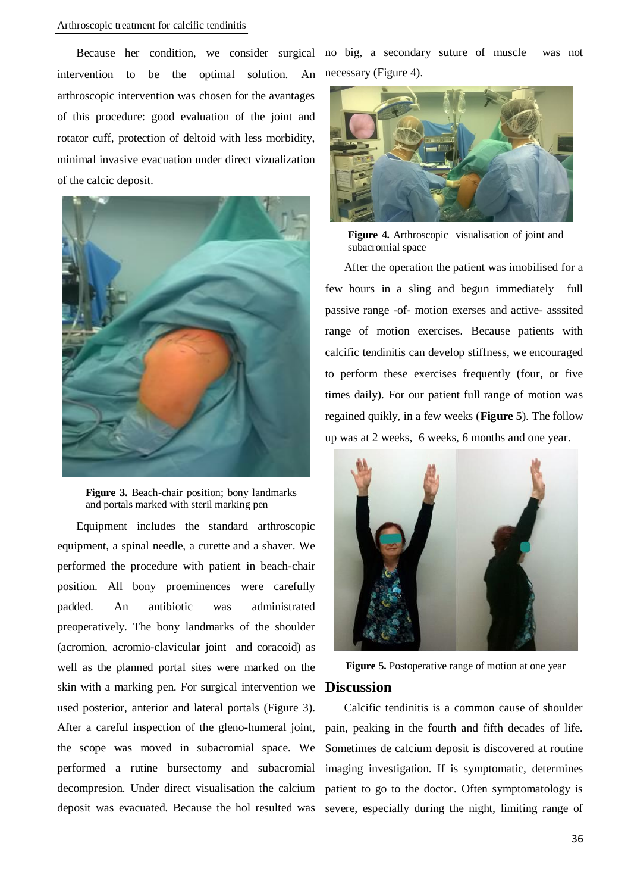Because her condition, we consider surgical intervention to be the optimal solution. An arthroscopic intervention was chosen for the avantages of this procedure: good evaluation of the joint and rotator cuff, protection of deltoid with less morbidity, minimal invasive evacuation under direct vizualization of the calcic deposit.

**Figure 3.** Beach-chair position; bony landmarks and portals marked with steril marking pen

Equipment includes the standard arthroscopic equipment, a spinal needle, a curette and a shaver. We performed the procedure with patient in beach-chair position. All bony proeminences were carefully padded. An antibiotic was administrated preoperatively. The bony landmarks of the shoulder (acromion, acromio-clavicular joint and coracoid) as well as the planned portal sites were marked on the skin with a marking pen. For surgical intervention we used posterior, anterior and lateral portals (Figure 3). After a careful inspection of the gleno-humeral joint, the scope was moved in subacromial space. We performed a rutine bursectomy and subacromial decompresion. Under direct visualisation the calcium deposit was evacuated. Because the hol resulted was no big, a secondary suture of muscle was not necessary (Figure 4).

**Figure 4.** Arthroscopic visualisation of joint and subacromial space

After the operation the patient was imobilised for a few hours in a sling and begun immediately full passive range -of- motion exerses and active- asssited range of motion exercises. Because patients with calcific tendinitis can develop stiffness, we encouraged to perform these exercises frequently (four, or five times daily). For our patient full range of motion was regained quikly, in a few weeks (**Figure 5**). The follow up was at 2 weeks, 6 weeks, 6 months and one year.

**Figure 5.** Postoperative range of motion at one year

## Discussion

Calcific tendinitis is a common cause of shoulder pain, peaking in the fourth and fifth decades of life. Sometimes de calcium deposit is discovered at routine imaging investigation. If is symptomatic, determines patient to go to the doctor. Often symptomatology is severe, especially during the night, limiting range of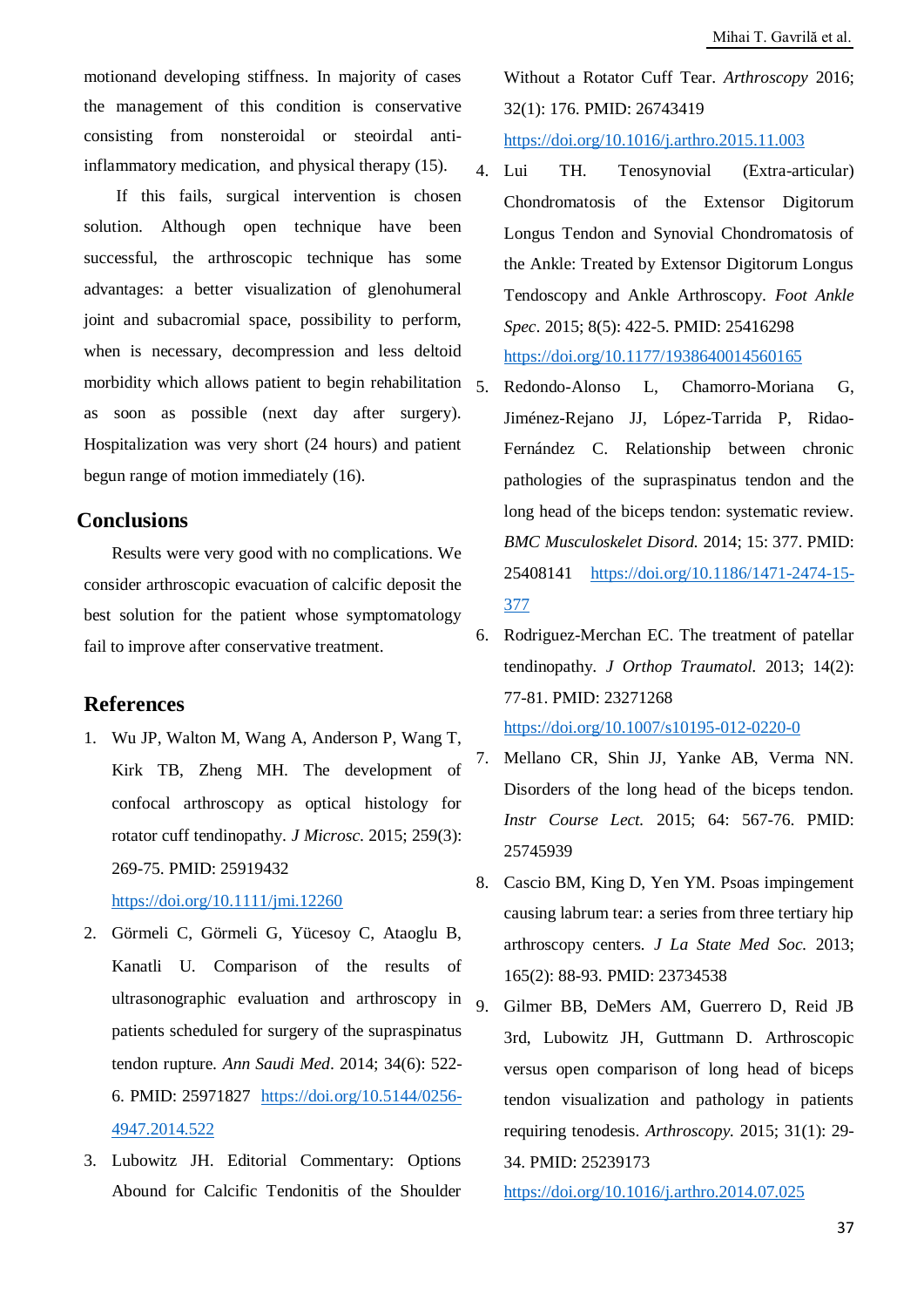motionand developing stiffness. In majority of cases the management of this condition is conservative consisting from nonsteroidal or steoirdal anti-inflammatory medication, and physical therapy (15).

If this fails, surgical intervention is chosen solution. Although open technique have been successful, the arthroscopic technique has some advantages: a better visualization of glenohumeral joint and subacromial space, possibility to perform, when is necessary, decompression and less deltoid morbidity which allows patient to begin rehabilitation as soon as possible (next day after surgery). Hospitalization was very short (24 hours) and patient begun range of motion immediately (16).

## Conclusions

Results were very good with no complications. We consider arthroscopic evacuation of calcific deposit the best solution for the patient whose symptomatology fail to improve after conservative treatment.

## References

1. Wu JP, Walton M, Wang A, Anderson P, Wang T, Kirk TB, Zheng MH. The development of confocal arthroscopy as optical histology for rotator cuff tendinopathy. *J Microsc*. 2015; 259(3): 269-75. PMID: 25919432 https://doi.org/10.1111/jmi.12260
2. Görmeli C, Görmeli G, Yücesoy C, Ataoglu B, Kanatli U. Comparison of the results of ultrasonographic evaluation and arthroscopy in patients scheduled for surgery of the supraspinatus tendon rupture. *Ann Saudi Med*. 2014; 34(6): 522-6. PMID: 25971827 https://doi.org/10.5144/0256-4947.2014.522
3. Lubowitz JH. Editorial Commentary: Options Abound for Calcific Tendonitis of the Shoulder Without a Rotator Cuff Tear. *Arthroscopy* 2016; 32(1): 176. PMID: 26743419 https://doi.org/10.1016/j.arthro.2015.11.003
4. Lui TH. Tenosynovial (Extra-articular) Chondromatosis of the Extensor Digitorum Longus Tendon and Synovial Chondromatosis of the Ankle: Treated by Extensor Digitorum Longus Tendoscopy and Ankle Arthroscopy. *Foot Ankle Spec*. 2015; 8(5): 422-5. PMID: 25416298 https://doi.org/10.1177/1938640014560165
5. Redondo-Alonso L, Chamorro-Moriana G, Jiménez-Rejano JJ, López-Tarrida P, Ridao-Fernández C. Relationship between chronic pathologies of the supraspinatus tendon and the long head of the biceps tendon: systematic review. *BMC Musculoskelet Disord.* 2014; 15: 377. PMID: 25408141 https://doi.org/10.1186/1471-2474-15-377
6. Rodriguez-Merchan EC. The treatment of patellar tendinopathy. *J Orthop Traumatol.* 2013; 14(2): 77-81. PMID: 23271268 https://doi.org/10.1007/s10195-012-0220-0
7. Mellano CR, Shin JJ, Yanke AB, Verma NN. Disorders of the long head of the biceps tendon. *Instr Course Lect.* 2015; 64: 567-76. PMID: 25745939
8. Cascio BM, King D, Yen YM. Psoas impingement causing labrum tear: a series from three tertiary hip arthroscopy centers. *J La State Med Soc.* 2013; 165(2): 88-93. PMID: 23734538
9. Gilmer BB, DeMers AM, Guerrero D, Reid JB 3rd, Lubowitz JH, Guttmann D. Arthroscopic versus open comparison of long head of biceps tendon visualization and pathology in patients requiring tenodesis. *Arthroscopy.* 2015; 31(1): 29-34. PMID: 25239173 https://doi.org/10.1016/j.arthro.2014.07.025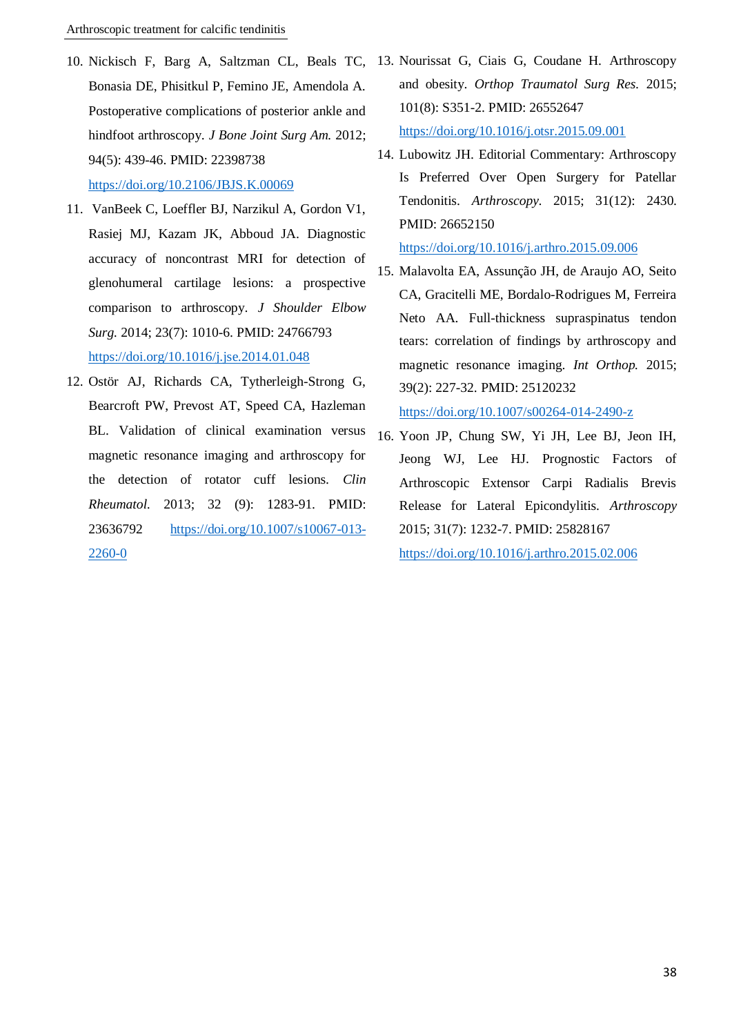10. Nickisch F, Barg A, Saltzman CL, Beals TC, Bonasia DE, Phisitkul P, Femino JE, Amendola A. Postoperative complications of posterior ankle and hindfoot arthroscopy. *J Bone Joint Surg Am.* 2012; 94(5): 439-46. PMID: 22398738 https://doi.org/10.2106/JBJS.K.00069

11. VanBeek C, Loeffler BJ, Narzikul A, Gordon V1, Rasiej MJ, Kazam JK, Abboud JA. Diagnostic accuracy of noncontrast MRI for detection of glenohumeral cartilage lesions: a prospective comparison to arthroscopy. *J Shoulder Elbow Surg.* 2014; 23(7): 1010-6. PMID: 24766793 https://doi.org/10.1016/j.jse.2014.01.048

12. Ostör AJ, Richards CA, Tytherleigh-Strong G, Bearcroft PW, Prevost AT, Speed CA, Hazleman BL. Validation of clinical examination versus magnetic resonance imaging and arthroscopy for the detection of rotator cuff lesions. *Clin Rheumatol.* 2013; 32 (9): 1283-91. PMID: 23636792 https://doi.org/10.1007/s10067-013-2260-0

13. Nourissat G, Ciais G, Coudane H. Arthroscopy and obesity. *Orthop Traumatol Surg Res.* 2015; 101(8): S351-2. PMID: 26552647 https://doi.org/10.1016/j.otsr.2015.09.001

14. Lubowitz JH. Editorial Commentary: Arthroscopy Is Preferred Over Open Surgery for Patellar Tendonitis. *Arthroscopy.* 2015; 31(12): 2430. PMID: 26652150 https://doi.org/10.1016/j.arthro.2015.09.006

15. Malavolta EA, Assunção JH, de Araujo AO, Seito CA, Gracitelli ME, Bordalo-Rodrigues M, Ferreira Neto AA. Full-thickness supraspinatus tendon tears: correlation of findings by arthroscopy and magnetic resonance imaging. *Int Orthop.* 2015; 39(2): 227-32. PMID: 25120232 https://doi.org/10.1007/s00264-014-2490-z

16. Yoon JP, Chung SW, Yi JH, Lee BJ, Jeon IH, Jeong WJ, Lee HJ. Prognostic Factors of Arthroscopic Extensor Carpi Radialis Brevis Release for Lateral Epicondylitis. *Arthroscopy* 2015; 31(7): 1232-7. PMID: 25828167 https://doi.org/10.1016/j.arthro.2015.02.006